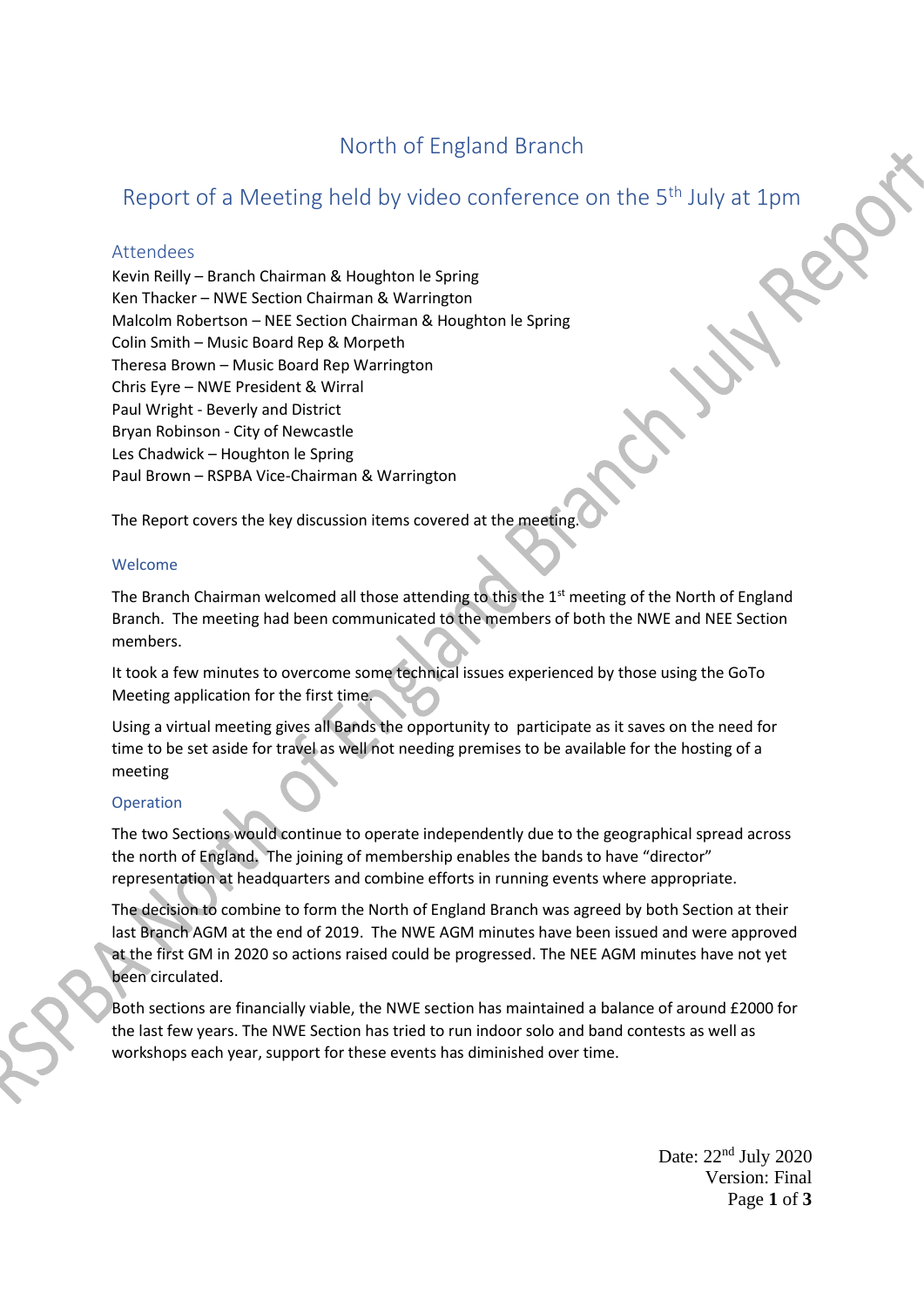# North of England Branch

## Report of a Meeting held by video conference on the 5th July at 1pm

### Attendees

Kevin Reilly – Branch Chairman & Houghton le Spring
Ken Thacker – NWE Section Chairman & Warrington
Malcolm Robertson – NEE Section Chairman & Houghton le Spring
Colin Smith – Music Board Rep & Morpeth
Theresa Brown – Music Board Rep Warrington
Chris Eyre – NWE President & Wirral
Paul Wright - Beverly and District
Bryan Robinson - City of Newcastle
Les Chadwick – Houghton le Spring
Paul Brown – RSPBA Vice-Chairman & Warrington

The Report covers the key discussion items covered at the meeting.

### Welcome

The Branch Chairman welcomed all those attending to this the 1st meeting of the North of England Branch. The meeting had been communicated to the members of both the NWE and NEE Section members.

It took a few minutes to overcome some technical issues experienced by those using the GoTo Meeting application for the first time.

Using a virtual meeting gives all Bands the opportunity to participate as it saves on the need for time to be set aside for travel as well not needing premises to be available for the hosting of a meeting

### Operation

The two Sections would continue to operate independently due to the geographical spread across the north of England. The joining of membership enables the bands to have "director" representation at headquarters and combine efforts in running events where appropriate.

The decision to combine to form the North of England Branch was agreed by both Section at their last Branch AGM at the end of 2019. The NWE AGM minutes have been issued and were approved at the first GM in 2020 so actions raised could be progressed. The NEE AGM minutes have not yet been circulated.

Both sections are financially viable, the NWE section has maintained a balance of around £2000 for the last few years. The NWE Section has tried to run indoor solo and band contests as well as workshops each year, support for these events has diminished over time.

Date: 22nd July 2020
Version: Final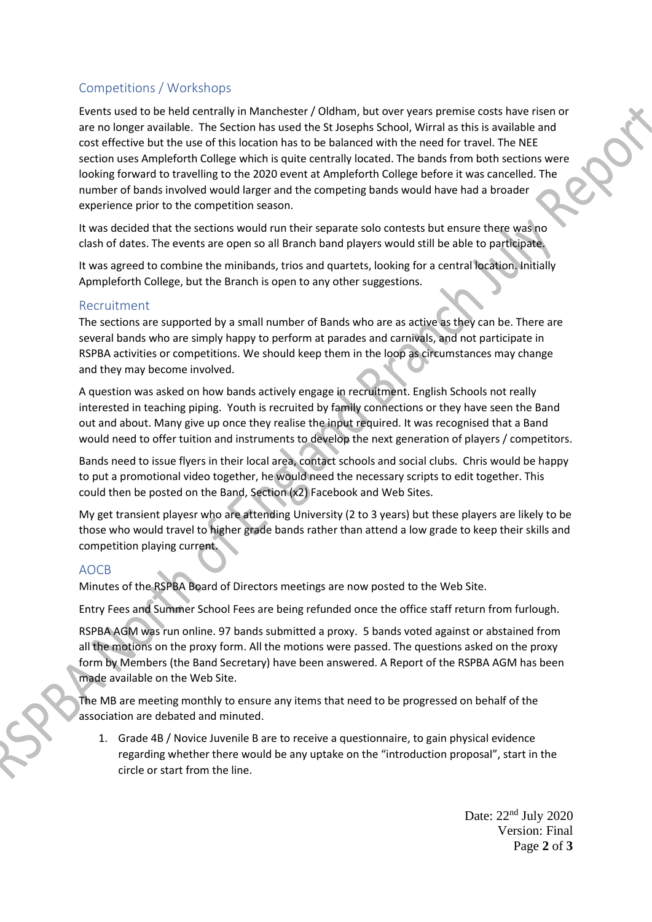## Competitions / Workshops

Events used to be held centrally in Manchester / Oldham, but over years premise costs have risen or are no longer available. The Section has used the St Josephs School, Wirral as this is available and cost effective but the use of this location has to be balanced with the need for travel. The NEE section uses Ampleforth College which is quite centrally located. The bands from both sections were looking forward to travelling to the 2020 event at Ampleforth College before it was cancelled. The number of bands involved would larger and the competing bands would have had a broader experience prior to the competition season.

It was decided that the sections would run their separate solo contests but ensure there was no clash of dates. The events are open so all Branch band players would still be able to participate.

It was agreed to combine the minibands, trios and quartets, looking for a central location. Initially Apmpleforth College, but the Branch is open to any other suggestions.

## Recruitment

The sections are supported by a small number of Bands who are as active as they can be. There are several bands who are simply happy to perform at parades and carnivals, and not participate in RSPBA activities or competitions. We should keep them in the loop as circumstances may change and they may become involved.

A question was asked on how bands actively engage in recruitment. English Schools not really interested in teaching piping. Youth is recruited by family connections or they have seen the Band out and about. Many give up once they realise the input required. It was recognised that a Band would need to offer tuition and instruments to develop the next generation of players / competitors.

Bands need to issue flyers in their local area, contact schools and social clubs. Chris would be happy to put a promotional video together, he would need the necessary scripts to edit together. This could then be posted on the Band, Section (x2) Facebook and Web Sites.

My get transient playesr who are attending University (2 to 3 years) but these players are likely to be those who would travel to higher grade bands rather than attend a low grade to keep their skills and competition playing current.

## AOCB

Minutes of the RSPBA Board of Directors meetings are now posted to the Web Site.

Entry Fees and Summer School Fees are being refunded once the office staff return from furlough.

RSPBA AGM was run online. 97 bands submitted a proxy. 5 bands voted against or abstained from all the motions on the proxy form. All the motions were passed. The questions asked on the proxy form by Members (the Band Secretary) have been answered. A Report of the RSPBA AGM has been made available on the Web Site.

The MB are meeting monthly to ensure any items that need to be progressed on behalf of the association are debated and minuted.

1. Grade 4B / Novice Juvenile B are to receive a questionnaire, to gain physical evidence regarding whether there would be any uptake on the "introduction proposal", start in the circle or start from the line.

Date: 22nd July 2020
Version: Final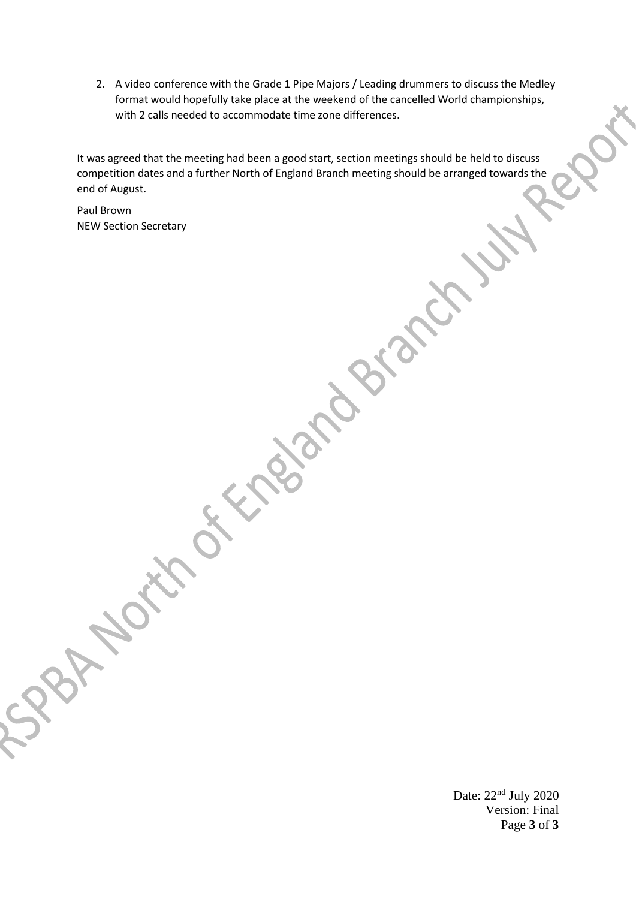2. A video conference with the Grade 1 Pipe Majors / Leading drummers to discuss the Medley format would hopefully take place at the weekend of the cancelled World championships, with 2 calls needed to accommodate time zone differences.

It was agreed that the meeting had been a good start, section meetings should be held to discuss competition dates and a further North of England Branch meeting should be arranged towards the end of August.

Paul Brown
NEW Section Secretary

Date: 22nd July 2020
Version: Final